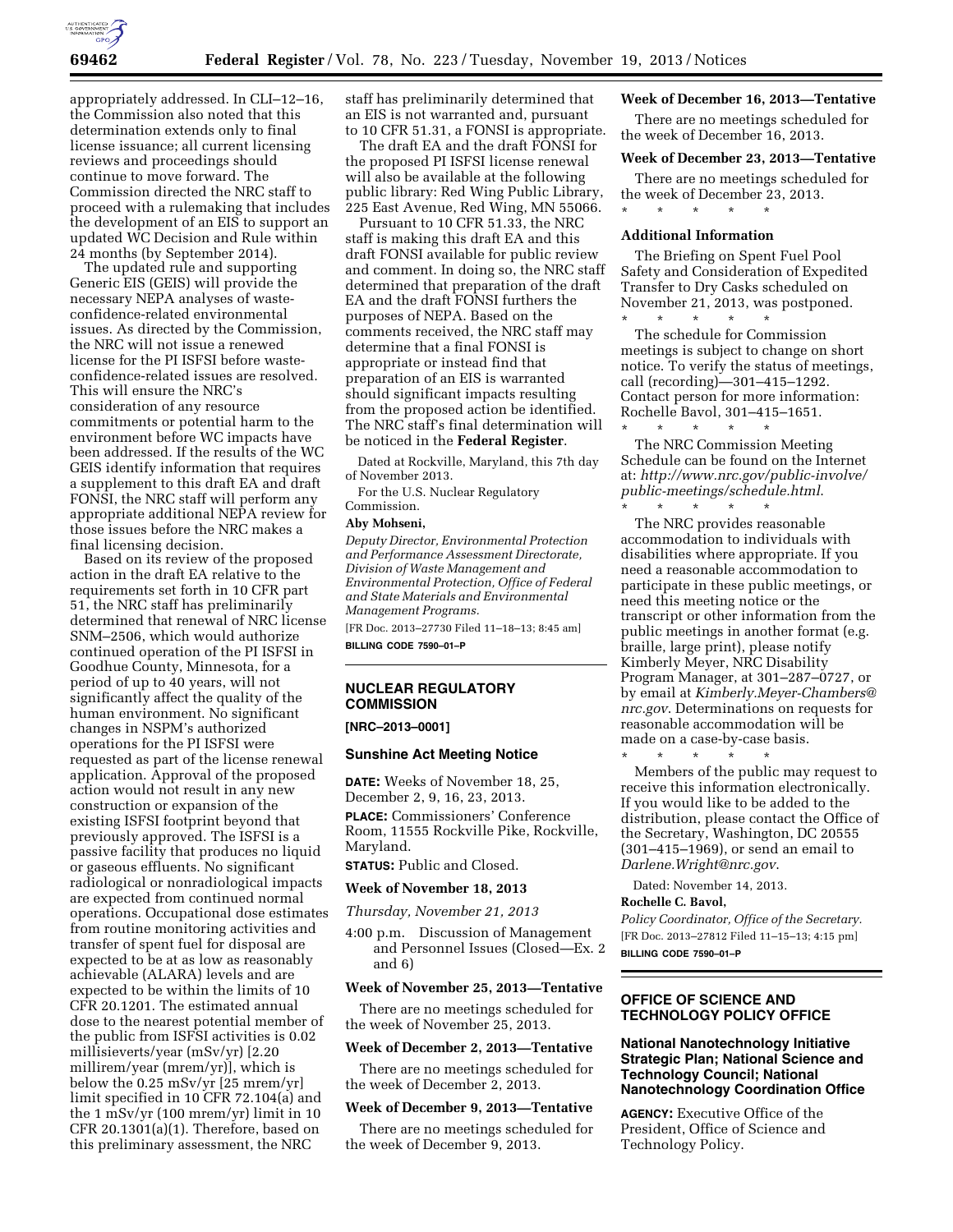appropriately addressed. In CLI–12–16, the Commission also noted that this determination extends only to final license issuance; all current licensing reviews and proceedings should continue to move forward. The Commission directed the NRC staff to proceed with a rulemaking that includes the development of an EIS to support an updated WC Decision and Rule within 24 months (by September 2014).

The updated rule and supporting Generic EIS (GEIS) will provide the necessary NEPA analyses of waste-confidence-related environmental issues. As directed by the Commission, the NRC will not issue a renewed license for the PI ISFSI before waste-confidence-related issues are resolved. This will ensure the NRC's consideration of any resource commitments or potential harm to the environment before WC impacts have been addressed. If the results of the WC GEIS identify information that requires a supplement to this draft EA and draft FONSI, the NRC staff will perform any appropriate additional NEPA review for those issues before the NRC makes a final licensing decision.

Based on its review of the proposed action in the draft EA relative to the requirements set forth in 10 CFR part 51, the NRC staff has preliminarily determined that renewal of NRC license SNM–2506, which would authorize continued operation of the PI ISFSI in Goodhue County, Minnesota, for a period of up to 40 years, will not significantly affect the quality of the human environment. No significant changes in NSPM's authorized operations for the PI ISFSI were requested as part of the license renewal application. Approval of the proposed action would not result in any new construction or expansion of the existing ISFSI footprint beyond that previously approved. The ISFSI is a passive facility that produces no liquid or gaseous effluents. No significant radiological or nonradiological impacts are expected from continued normal operations. Occupational dose estimates from routine monitoring activities and transfer of spent fuel for disposal are expected to be at as low as reasonably achievable (ALARA) levels and are expected to be within the limits of 10 CFR 20.1201. The estimated annual dose to the nearest potential member of the public from ISFSI activities is 0.02 millisieverts/year (mSv/yr) [2.20 millirem/year (mrem/yr)], which is below the 0.25 mSv/yr [25 mrem/yr] limit specified in 10 CFR 72.104(a) and the 1 mSv/yr (100 mrem/yr) limit in 10 CFR 20.1301(a)(1). Therefore, based on this preliminary assessment, the NRC staff has preliminarily determined that an EIS is not warranted and, pursuant to 10 CFR 51.31, a FONSI is appropriate.

The draft EA and the draft FONSI for the proposed PI ISFSI license renewal will also be available at the following public library: Red Wing Public Library, 225 East Avenue, Red Wing, MN 55066.

Pursuant to 10 CFR 51.33, the NRC staff is making this draft EA and this draft FONSI available for public review and comment. In doing so, the NRC staff determined that preparation of the draft EA and the draft FONSI furthers the purposes of NEPA. Based on the comments received, the NRC staff may determine that a final FONSI is appropriate or instead find that preparation of an EIS is warranted should significant impacts resulting from the proposed action be identified. The NRC staff's final determination will be noticed in the **Federal Register**.

Dated at Rockville, Maryland, this 7th day of November 2013.

For the U.S. Nuclear Regulatory Commission.

**Aby Mohseni,**

*Deputy Director, Environmental Protection and Performance Assessment Directorate, Division of Waste Management and Environmental Protection, Office of Federal and State Materials and Environmental Management Programs.*

[FR Doc. 2013–27730 Filed 11–18–13; 8:45 am]

**BILLING CODE 7590–01–P**

## NUCLEAR REGULATORY COMMISSION

**[NRC–2013–0001]**

### Sunshine Act Meeting Notice

**DATE:** Weeks of November 18, 25, December 2, 9, 16, 23, 2013.

**PLACE:** Commissioners' Conference Room, 11555 Rockville Pike, Rockville, Maryland.

**STATUS:** Public and Closed.

**Week of November 18, 2013**

*Thursday, November 21, 2013*

4:00 p.m. Discussion of Management and Personnel Issues (Closed—Ex. 2 and 6)

**Week of November 25, 2013—Tentative**

There are no meetings scheduled for the week of November 25, 2013.

**Week of December 2, 2013—Tentative**

There are no meetings scheduled for the week of December 2, 2013.

**Week of December 9, 2013—Tentative**

There are no meetings scheduled for the week of December 9, 2013.

**Week of December 16, 2013—Tentative**

There are no meetings scheduled for the week of December 16, 2013.

**Week of December 23, 2013—Tentative**

There are no meetings scheduled for the week of December 23, 2013.

\* \* \* \* \*

**Additional Information**

The Briefing on Spent Fuel Pool Safety and Consideration of Expedited Transfer to Dry Casks scheduled on November 21, 2013, was postponed.

\* \* \* \* \*

The schedule for Commission meetings is subject to change on short notice. To verify the status of meetings, call (recording)—301–415–1292. Contact person for more information: Rochelle Bavol, 301–415–1651.

\* \* \* \* \*

The NRC Commission Meeting Schedule can be found on the Internet at: *http://www.nrc.gov/public-involve/public-meetings/schedule.html*.

\* \* \* \* \*

The NRC provides reasonable accommodation to individuals with disabilities where appropriate. If you need a reasonable accommodation to participate in these public meetings, or need this meeting notice or the transcript or other information from the public meetings in another format (e.g. braille, large print), please notify Kimberly Meyer, NRC Disability Program Manager, at 301–287–0727, or by email at *Kimberly.Meyer-Chambers@nrc.gov*. Determinations on requests for reasonable accommodation will be made on a case-by-case basis.

\* \* \* \* \*

Members of the public may request to receive this information electronically. If you would like to be added to the distribution, please contact the Office of the Secretary, Washington, DC 20555 (301–415–1969), or send an email to *Darlene.Wright@nrc.gov*.

Dated: November 14, 2013.

**Rochelle C. Bavol,**

*Policy Coordinator, Office of the Secretary.*

[FR Doc. 2013–27812 Filed 11–15–13; 4:15 pm]

**BILLING CODE 7590–01–P**

## OFFICE OF SCIENCE AND TECHNOLOGY POLICY OFFICE

### National Nanotechnology Initiative Strategic Plan; National Science and Technology Council; National Nanotechnology Coordination Office

**AGENCY:** Executive Office of the President, Office of Science and Technology Policy.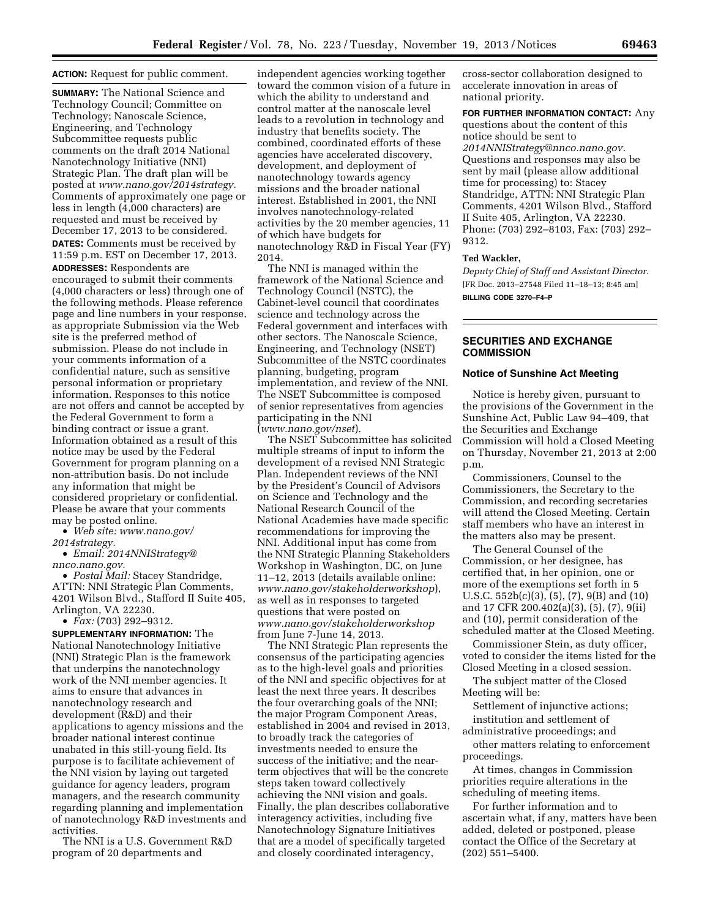**ACTION:** Request for public comment.

**SUMMARY:** The National Science and Technology Council; Committee on Technology; Nanoscale Science, Engineering, and Technology Subcommittee requests public comments on the draft 2014 National Nanotechnology Initiative (NNI) Strategic Plan. The draft plan will be posted at *www.nano.gov/2014strategy.* Comments of approximately one page or less in length (4,000 characters) are requested and must be received by December 17, 2013 to be considered.

**DATES:** Comments must be received by 11:59 p.m. EST on December 17, 2013.

**ADDRESSES:** Respondents are encouraged to submit their comments (4,000 characters or less) through one of the following methods. Please reference page and line numbers in your response, as appropriate Submission via the Web site is the preferred method of submission. Please do not include in your comments information of a confidential nature, such as sensitive personal information or proprietary information. Responses to this notice are not offers and cannot be accepted by the Federal Government to form a binding contract or issue a grant. Information obtained as a result of this notice may be used by the Federal Government for program planning on a non-attribution basis. Do not include any information that might be considered proprietary or confidential. Please be aware that your comments may be posted online.

- *Web site: www.nano.gov/2014strategy.*
- *Email: 2014NNIStrategy@nnco.nano.gov.*
- *Postal Mail:* Stacey Standridge, ATTN: NNI Strategic Plan Comments, 4201 Wilson Blvd., Stafford II Suite 405, Arlington, VA 22230.
- *Fax:* (703) 292–9312.

**SUPPLEMENTARY INFORMATION:** The National Nanotechnology Initiative (NNI) Strategic Plan is the framework that underpins the nanotechnology work of the NNI member agencies. It aims to ensure that advances in nanotechnology research and development (R&D) and their applications to agency missions and the broader national interest continue unabated in this still-young field. Its purpose is to facilitate achievement of the NNI vision by laying out targeted guidance for agency leaders, program managers, and the research community regarding planning and implementation of nanotechnology R&D investments and activities.

The NNI is a U.S. Government R&D program of 20 departments and independent agencies working together toward the common vision of a future in which the ability to understand and control matter at the nanoscale level leads to a revolution in technology and industry that benefits society. The combined, coordinated efforts of these agencies have accelerated discovery, development, and deployment of nanotechnology towards agency missions and the broader national interest. Established in 2001, the NNI involves nanotechnology-related activities by the 20 member agencies, 11 of which have budgets for nanotechnology R&D in Fiscal Year (FY) 2014.

The NNI is managed within the framework of the National Science and Technology Council (NSTC), the Cabinet-level council that coordinates science and technology across the Federal government and interfaces with other sectors. The Nanoscale Science, Engineering, and Technology (NSET) Subcommittee of the NSTC coordinates planning, budgeting, program implementation, and review of the NNI. The NSET Subcommittee is composed of senior representatives from agencies participating in the NNI (*www.nano.gov/nset*).

The NSET Subcommittee has solicited multiple streams of input to inform the development of a revised NNI Strategic Plan. Independent reviews of the NNI by the President's Council of Advisors on Science and Technology and the National Research Council of the National Academies have made specific recommendations for improving the NNI. Additional input has come from the NNI Strategic Planning Stakeholders Workshop in Washington, DC, on June 11–12, 2013 (details available online: *www.nano.gov/stakeholderworkshop*), as well as in responses to targeted questions that were posted on *www.nano.gov/stakeholderworkshop* from June 7-June 14, 2013.

The NNI Strategic Plan represents the consensus of the participating agencies as to the high-level goals and priorities of the NNI and specific objectives for at least the next three years. It describes the four overarching goals of the NNI; the major Program Component Areas, established in 2004 and revised in 2013, to broadly track the categories of investments needed to ensure the success of the initiative; and the near-term objectives that will be the concrete steps taken toward collectively achieving the NNI vision and goals. Finally, the plan describes collaborative interagency activities, including five Nanotechnology Signature Initiatives that are a model of specifically targeted and closely coordinated interagency, cross-sector collaboration designed to accelerate innovation in areas of national priority.

**FOR FURTHER INFORMATION CONTACT:** Any questions about the content of this notice should be sent to *2014NNIStrategy@nnco.nano.gov.* Questions and responses may also be sent by mail (please allow additional time for processing) to: Stacey Standridge, ATTN: NNI Strategic Plan Comments, 4201 Wilson Blvd., Stafford II Suite 405, Arlington, VA 22230. Phone: (703) 292–8103, Fax: (703) 292–9312.

**Ted Wackler,**

*Deputy Chief of Staff and Assistant Director.*

[FR Doc. 2013–27548 Filed 11–18–13; 8:45 am]

**BILLING CODE 3270–F4–P**

## SECURITIES AND EXCHANGE COMMISSION

### Notice of Sunshine Act Meeting

Notice is hereby given, pursuant to the provisions of the Government in the Sunshine Act, Public Law 94–409, that the Securities and Exchange Commission will hold a Closed Meeting on Thursday, November 21, 2013 at 2:00 p.m.

Commissioners, Counsel to the Commissioners, the Secretary to the Commission, and recording secretaries will attend the Closed Meeting. Certain staff members who have an interest in the matters also may be present.

The General Counsel of the Commission, or her designee, has certified that, in her opinion, one or more of the exemptions set forth in 5 U.S.C. 552b(c)(3), (5), (7), 9(B) and (10) and 17 CFR 200.402(a)(3), (5), (7), 9(ii) and (10), permit consideration of the scheduled matter at the Closed Meeting.

Commissioner Stein, as duty officer, voted to consider the items listed for the Closed Meeting in a closed session.

The subject matter of the Closed Meeting will be:

Settlement of injunctive actions;

institution and settlement of administrative proceedings; and

other matters relating to enforcement proceedings.

At times, changes in Commission priorities require alterations in the scheduling of meeting items.

For further information and to ascertain what, if any, matters have been added, deleted or postponed, please contact the Office of the Secretary at (202) 551–5400.